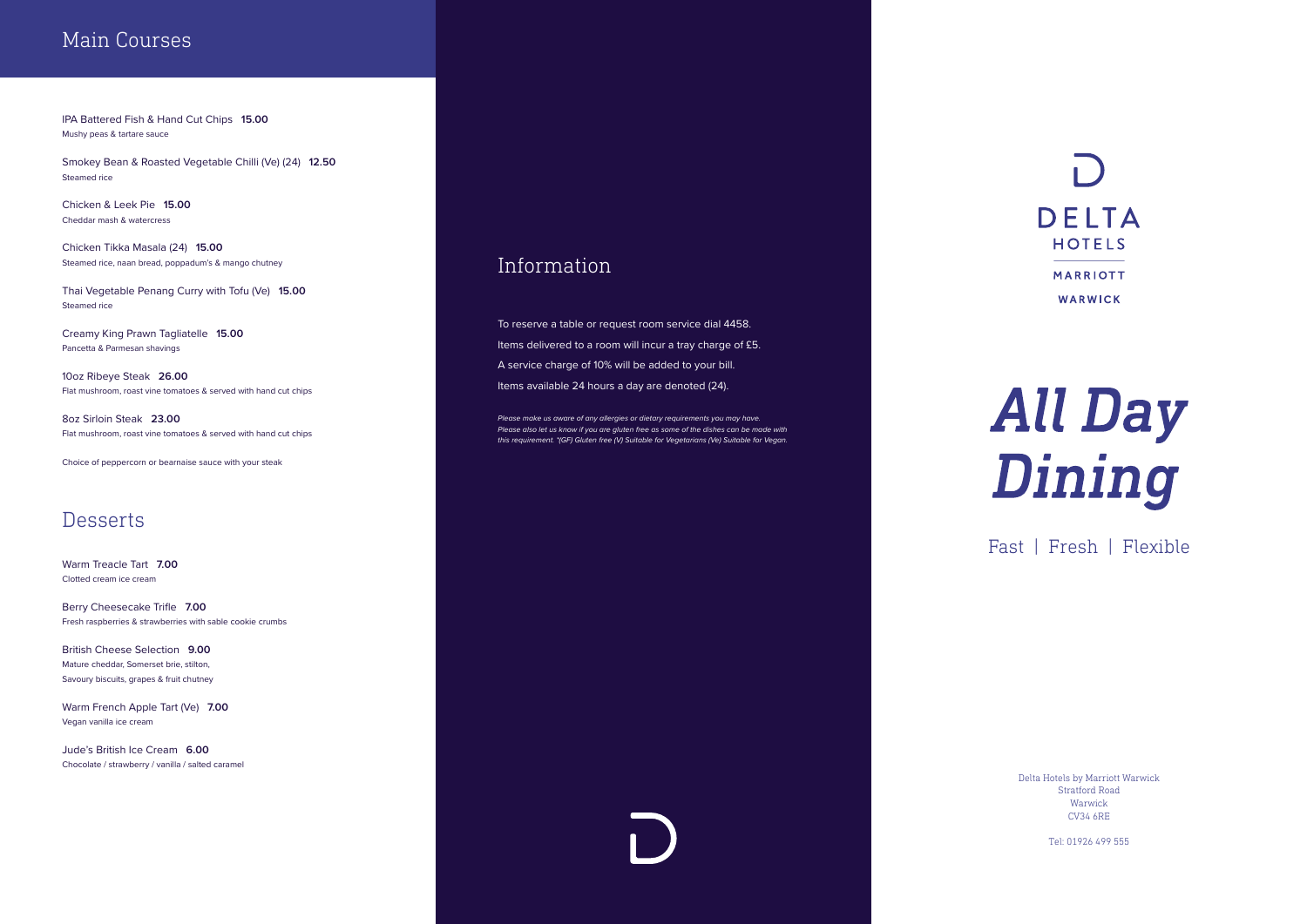## Main Courses

IPA Battered Fish & Hand Cut Chips **15.00**
Mushy peas & tartare sauce

Smokey Bean & Roasted Vegetable Chilli (Ve) (24) **12.50**
Steamed rice

Chicken & Leek Pie **15.00**
Cheddar mash & watercress

Chicken Tikka Masala (24) **15.00**
Steamed rice, naan bread, poppadum's & mango chutney

Thai Vegetable Penang Curry with Tofu (Ve) **15.00**
Steamed rice

Creamy King Prawn Tagliatelle **15.00**
Pancetta & Parmesan shavings

10oz Ribeye Steak **26.00**
Flat mushroom, roast vine tomatoes & served with hand cut chips

8oz Sirloin Steak **23.00**
Flat mushroom, roast vine tomatoes & served with hand cut chips

Choice of peppercorn or bearnaise sauce with your steak

## Desserts

Warm Treacle Tart **7.00**
Clotted cream ice cream

Berry Cheesecake Trifle **7.00**
Fresh raspberries & strawberries with sable cookie crumbs

British Cheese Selection **9.00**
Mature cheddar, Somerset brie, stilton,
Savoury biscuits, grapes & fruit chutney

Warm French Apple Tart (Ve) **7.00**
Vegan vanilla ice cream

Jude's British Ice Cream **6.00**
Chocolate / strawberry / vanilla / salted caramel

## Information

To reserve a table or request room service dial 4458.

Items delivered to a room will incur a tray charge of £5.

A service charge of 10% will be added to your bill.

Items available 24 hours a day are denoted (24).

*Please make us aware of any allergies or dietary requirements you may have. Please also let us know if you are gluten free as some of the dishes can be made with this requirement. *(GF) Gluten free (V) Suitable for Vegetarians (Ve) Suitable for Vegan.*

DELTA HOTELS
MARRIOTT
WARWICK

# *All Day Dining*

Fast | Fresh | Flexible

Delta Hotels by Marriott Warwick
Stratford Road
Warwick
CV34 6RE

Tel: 01926 499 555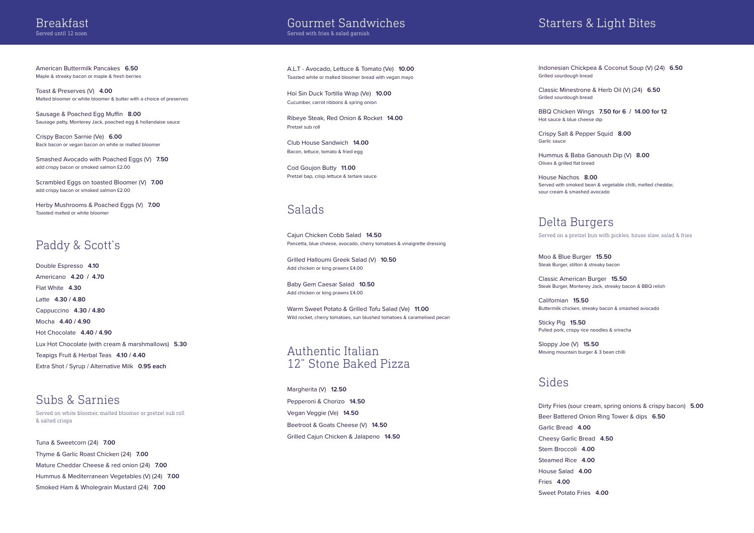## Breakfast

Served until 12 noon

**American Buttermilk Pancakes 6.50**
Maple & streaky bacon or maple & fresh berries

**Toast & Preserves (V) 4.00**
Malted bloomer or white bloomer & butter with a choice of preserves

**Sausage & Poached Egg Muffin 8.00**
Sausage patty, Monterey Jack, poached egg & hollandaise sauce

**Crispy Bacon Sarnie (Ve) 6.00**
Back bacon or vegan bacon on white or malted bloomer

**Smashed Avocado with Poached Eggs (V) 7.50**
add crispy bacon or smoked salmon £2.00

**Scrambled Eggs on toasted Bloomer (V) 7.00**
add crispy bacon or smoked salmon £2.00

**Herby Mushrooms & Poached Eggs (V) 7.00**
Toasted malted or white bloomer

## Paddy & Scott's

- Double Espresso **4.10**
- Americano **4.20 / 4.70**
- Flat White **4.30**
- Latte **4.30 / 4.80**
- Cappuccino **4.30 / 4.80**
- Mocha **4.40 / 4.90**
- Hot Chocolate **4.40 / 4.90**
- Lux Hot Chocolate (with cream & marshmallows) **5.30**
- Teapigs Fruit & Herbal Teas **4.10 / 4.40**
- Extra Shot / Syrup / Alternative Milk **0.95 each**

## Subs & Sarnies

Served on white bloomer, malted bloomer or pretzel sub roll & salted crisps

- Tuna & Sweetcorn (24) **7.00**
- Thyme & Garlic Roast Chicken (24) **7.00**
- Mature Cheddar Cheese & red onion (24) **7.00**
- Hummus & Mediterranean Vegetables (V) (24) **7.00**
- Smoked Ham & Wholegrain Mustard (24) **7.00**

## Gourmet Sandwiches

Served with fries & salad garnish

**A.L.T - Avocado, Lettuce & Tomato (Ve) 10.00**
Toasted white or malted bloomer bread with vegan mayo

**Hoi Sin Duck Tortilla Wrap (Ve) 10.00**
Cucumber, carrot ribbons & spring onion

**Ribeye Steak, Red Onion & Rocket 14.00**
Pretzel sub roll

**Club House Sandwich 14.00**
Bacon, lettuce, tomato & fried egg

**Cod Goujon Butty 11.00**
Pretzel bap, crisp lettuce & tartare sauce

## Salads

**Cajun Chicken Cobb Salad 14.50**
Pancetta, blue cheese, avocado, cherry tomatoes & vinaigrette dressing

**Grilled Halloumi Greek Salad (V) 10.50**
Add chicken or king prawns £4.00

**Baby Gem Caesar Salad 10.50**
Add chicken or king prawns £4.00

**Warm Sweet Potato & Grilled Tofu Salad (Ve) 11.00**
Wild rocket, cherry tomatoes, sun blushed tomatoes & caramelised pecan

## Authentic Italian 12" Stone Baked Pizza

- Margherita (V) **12.50**
- Pepperoni & Chorizo **14.50**
- Vegan Veggie (Ve) **14.50**
- Beetroot & Goats Cheese (V) **14.50**
- Grilled Cajun Chicken & Jalapeno **14.50**

## Starters & Light Bites

**Indonesian Chickpea & Coconut Soup (V) (24) 6.50**
Grilled sourdough bread

**Classic Minestrone & Herb Oil (V) (24) 6.50**
Grilled sourdough bread

**BBQ Chicken Wings 7.50 for 6 / 14.00 for 12**
Hot sauce & blue cheese dip

**Crispy Salt & Pepper Squid 8.00**
Garlic sauce

**Hummus & Baba Ganoush Dip (V) 8.00**
Olives & grilled flat bread

**House Nachos 8.00**
Served with smoked bean & vegetable chilli, melted cheddar, sour cream & smashed avocado

## Delta Burgers

Served on a pretzel bun with pickles, house slaw, salad & fries

**Moo & Blue Burger 15.50**
Steak Burger, stilton & streaky bacon

**Classic American Burger 15.50**
Steak Burger, Monterey Jack, streaky bacon & BBQ relish

**Californian 15.50**
Buttermilk chicken, streaky bacon & smashed avocado

**Sticky Pig 15.50**
Pulled pork, crispy rice noodles & sriracha

**Sloppy Joe (V) 15.50**
Moving mountain burger & 3 bean chilli

## Sides

- Dirty Fries (sour cream, spring onions & crispy bacon) **5.00**
- Beer Battered Onion Ring Tower & dips **6.50**
- Garlic Bread **4.00**
- Cheesy Garlic Bread **4.50**
- Stem Broccoli **4.00**
- Steamed Rice **4.00**
- House Salad **4.00**
- Fries **4.00**
- Sweet Potato Fries **4.00**